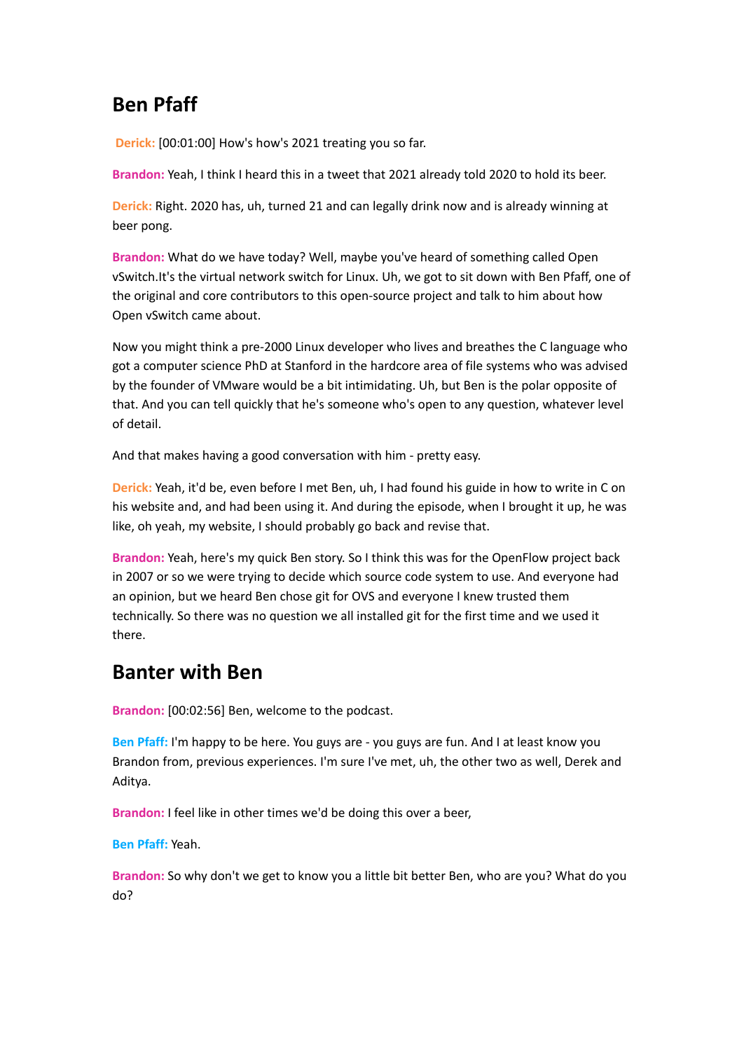## Ben Pfaff

**Derick:** [00:01:00] How's how's 2021 treating you so far.

**Brandon:** Yeah, I think I heard this in a tweet that 2021 already told 2020 to hold its beer.

**Derick:** Right. 2020 has, uh, turned 21 and can legally drink now and is already winning at beer pong.

**Brandon:** What do we have today? Well, maybe you've heard of something called Open vSwitch.It's the virtual network switch for Linux. Uh, we got to sit down with Ben Pfaff, one of the original and core contributors to this open-source project and talk to him about how Open vSwitch came about.

Now you might think a pre-2000 Linux developer who lives and breathes the C language who got a computer science PhD at Stanford in the hardcore area of file systems who was advised by the founder of VMware would be a bit intimidating. Uh, but Ben is the polar opposite of that. And you can tell quickly that he's someone who's open to any question, whatever level of detail.

And that makes having a good conversation with him - pretty easy.

**Derick:** Yeah, it'd be, even before I met Ben, uh, I had found his guide in how to write in C on his website and, and had been using it. And during the episode, when I brought it up, he was like, oh yeah, my website, I should probably go back and revise that.

**Brandon:** Yeah, here's my quick Ben story. So I think this was for the OpenFlow project back in 2007 or so we were trying to decide which source code system to use. And everyone had an opinion, but we heard Ben chose git for OVS and everyone I knew trusted them technically. So there was no question we all installed git for the first time and we used it there.

## Banter with Ben

**Brandon:** [00:02:56] Ben, welcome to the podcast.

**Ben Pfaff:** I'm happy to be here. You guys are - you guys are fun. And I at least know you Brandon from, previous experiences. I'm sure I've met, uh, the other two as well, Derek and Aditya.

**Brandon:** I feel like in other times we'd be doing this over a beer,

**Ben Pfaff:** Yeah.

**Brandon:** So why don't we get to know you a little bit better Ben, who are you? What do you do?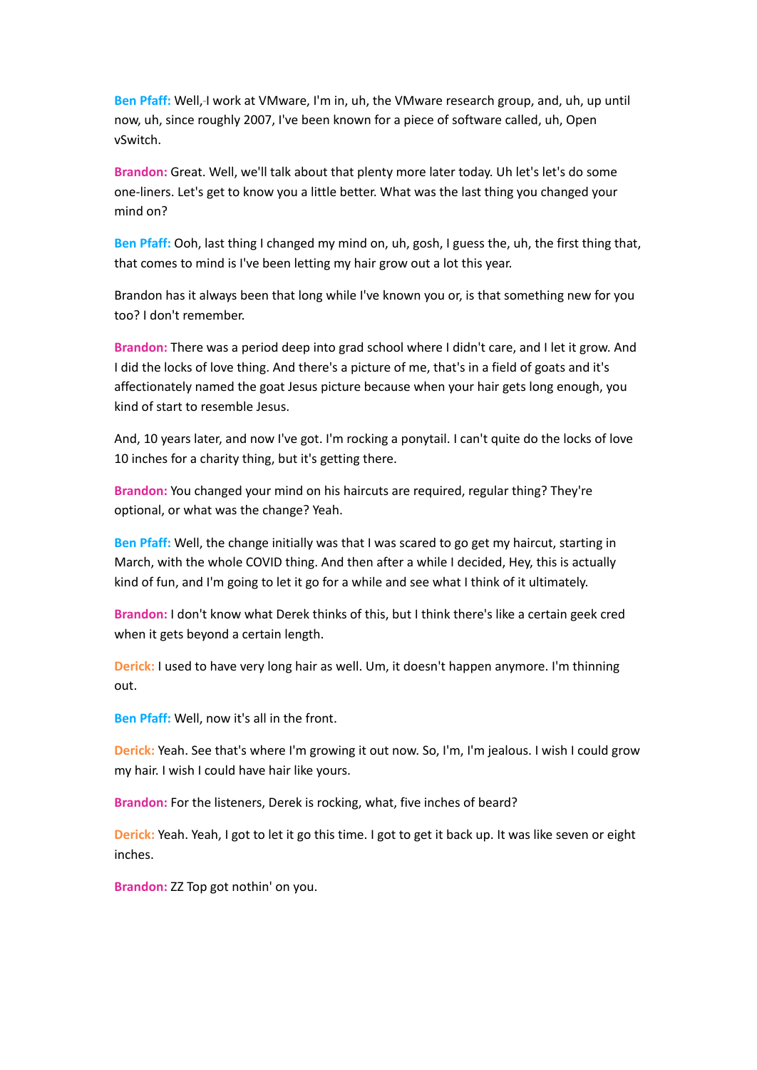**Ben Pfaff:** Well, I work at VMware, I'm in, uh, the VMware research group, and, uh, up until now, uh, since roughly 2007, I've been known for a piece of software called, uh, Open vSwitch.

**Brandon:** Great. Well, we'll talk about that plenty more later today. Uh let's let's do some one-liners. Let's get to know you a little better. What was the last thing you changed your mind on?

**Ben Pfaff:** Ooh, last thing I changed my mind on, uh, gosh, I guess the, uh, the first thing that, that comes to mind is I've been letting my hair grow out a lot this year.

Brandon has it always been that long while I've known you or, is that something new for you too? I don't remember.

**Brandon:** There was a period deep into grad school where I didn't care, and I let it grow. And I did the locks of love thing. And there's a picture of me, that's in a field of goats and it's affectionately named the goat Jesus picture because when your hair gets long enough, you kind of start to resemble Jesus.

And, 10 years later, and now I've got. I'm rocking a ponytail. I can't quite do the locks of love 10 inches for a charity thing, but it's getting there.

**Brandon:** You changed your mind on his haircuts are required, regular thing? They're optional, or what was the change? Yeah.

**Ben Pfaff:** Well, the change initially was that I was scared to go get my haircut, starting in March, with the whole COVID thing. And then after a while I decided, Hey, this is actually kind of fun, and I'm going to let it go for a while and see what I think of it ultimately.

**Brandon:** I don't know what Derek thinks of this, but I think there's like a certain geek cred when it gets beyond a certain length.

**Derick:** I used to have very long hair as well. Um, it doesn't happen anymore. I'm thinning out.

**Ben Pfaff:** Well, now it's all in the front.

**Derick:** Yeah. See that's where I'm growing it out now. So, I'm, I'm jealous. I wish I could grow my hair. I wish I could have hair like yours.

**Brandon:** For the listeners, Derek is rocking, what, five inches of beard?

**Derick:** Yeah. Yeah, I got to let it go this time. I got to get it back up. It was like seven or eight inches.

**Brandon:** ZZ Top got nothin' on you.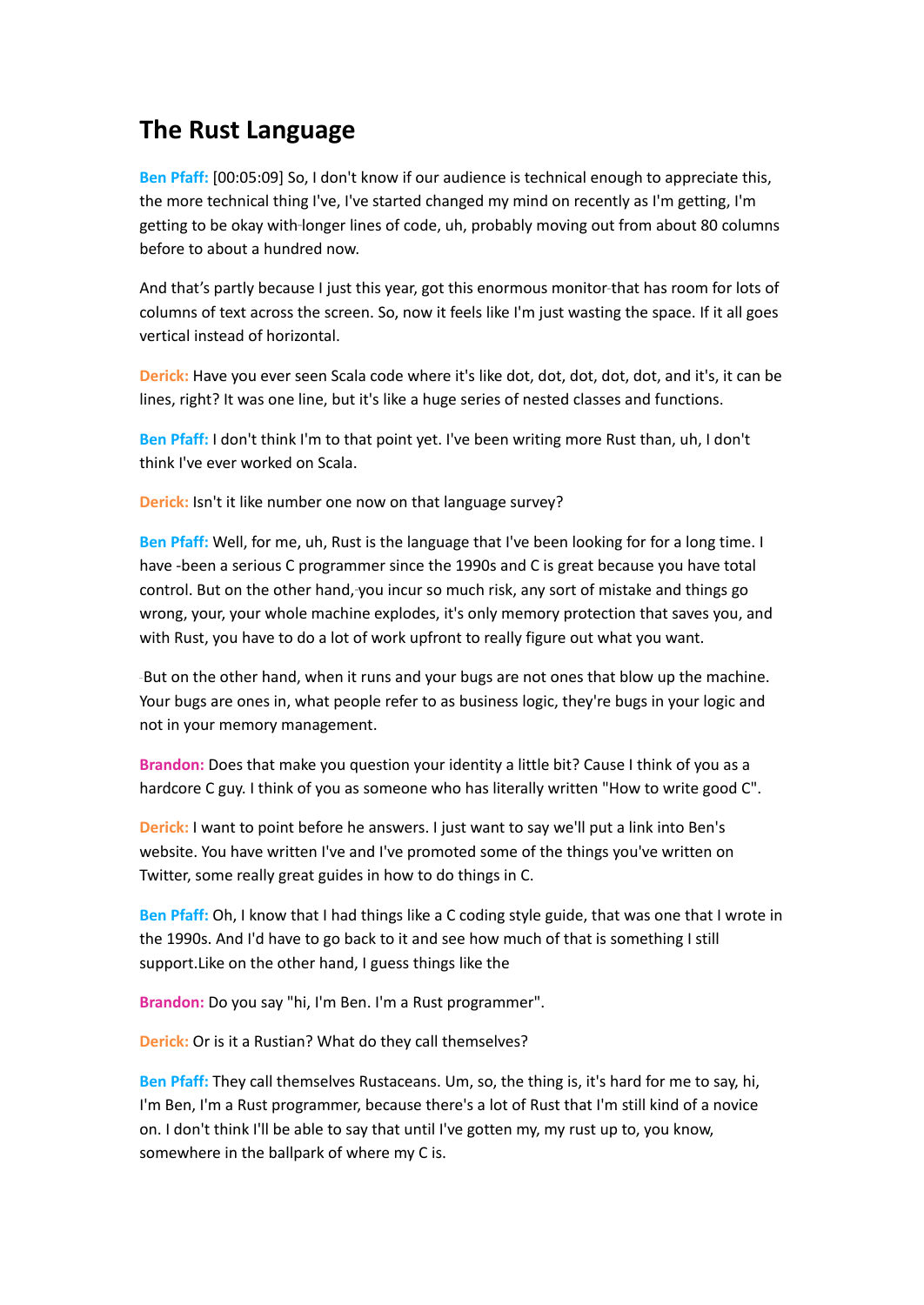## The Rust Language

**Ben Pfaff:** [00:05:09] So, I don't know if our audience is technical enough to appreciate this, the more technical thing I've, I've started changed my mind on recently as I'm getting, I'm getting to be okay with longer lines of code, uh, probably moving out from about 80 columns before to about a hundred now.

And that's partly because I just this year, got this enormous monitor that has room for lots of columns of text across the screen. So, now it feels like I'm just wasting the space. If it all goes vertical instead of horizontal.

**Derick:** Have you ever seen Scala code where it's like dot, dot, dot, dot, dot, and it's, it can be lines, right? It was one line, but it's like a huge series of nested classes and functions.

**Ben Pfaff:** I don't think I'm to that point yet. I've been writing more Rust than, uh, I don't think I've ever worked on Scala.

**Derick:** Isn't it like number one now on that language survey?

**Ben Pfaff:** Well, for me, uh, Rust is the language that I've been looking for for a long time. I have been a serious C programmer since the 1990s and C is great because you have total control. But on the other hand, you incur so much risk, any sort of mistake and things go wrong, your, your whole machine explodes, it's only memory protection that saves you, and with Rust, you have to do a lot of work upfront to really figure out what you want.

But on the other hand, when it runs and your bugs are not ones that blow up the machine. Your bugs are ones in, what people refer to as business logic, they're bugs in your logic and not in your memory management.

**Brandon:** Does that make you question your identity a little bit? Cause I think of you as a hardcore C guy. I think of you as someone who has literally written "How to write good C".

**Derick:** I want to point before he answers. I just want to say we'll put a link into Ben's website. You have written I've and I've promoted some of the things you've written on Twitter, some really great guides in how to do things in C.

**Ben Pfaff:** Oh, I know that I had things like a C coding style guide, that was one that I wrote in the 1990s. And I'd have to go back to it and see how much of that is something I still support.Like on the other hand, I guess things like the

**Brandon:** Do you say "hi, I'm Ben. I'm a Rust programmer".

**Derick:** Or is it a Rustian? What do they call themselves?

**Ben Pfaff:** They call themselves Rustaceans. Um, so, the thing is, it's hard for me to say, hi, I'm Ben, I'm a Rust programmer, because there's a lot of Rust that I'm still kind of a novice on. I don't think I'll be able to say that until I've gotten my, my rust up to, you know, somewhere in the ballpark of where my C is.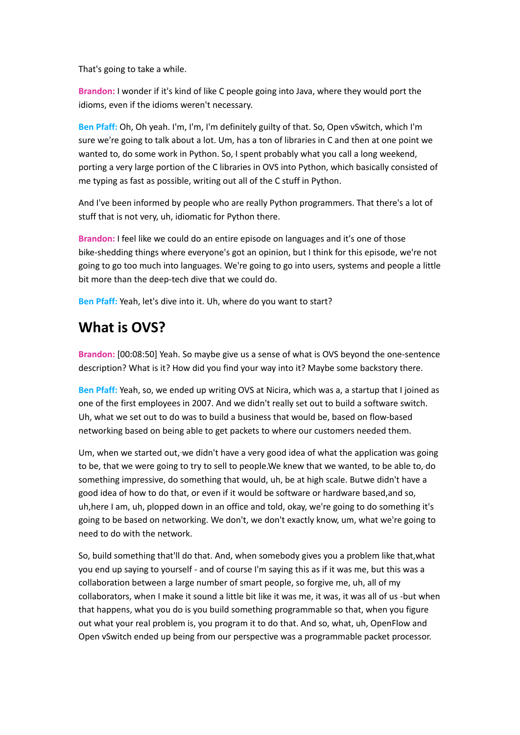That's going to take a while.

**Brandon:** I wonder if it's kind of like C people going into Java, where they would port the idioms, even if the idioms weren't necessary.

**Ben Pfaff:** Oh, Oh yeah. I'm, I'm, I'm definitely guilty of that. So, Open vSwitch, which I'm sure we're going to talk about a lot. Um, has a ton of libraries in C and then at one point we wanted to, do some work in Python. So, I spent probably what you call a long weekend, porting a very large portion of the C libraries in OVS into Python, which basically consisted of me typing as fast as possible, writing out all of the C stuff in Python.

And I've been informed by people who are really Python programmers. That there's a lot of stuff that is not very, uh, idiomatic for Python there.

**Brandon:** I feel like we could do an entire episode on languages and it's one of those bike-shedding things where everyone's got an opinion, but I think for this episode, we're not going to go too much into languages. We're going to go into users, systems and people a little bit more than the deep-tech dive that we could do.

**Ben Pfaff:** Yeah, let's dive into it. Uh, where do you want to start?

## What is OVS?

**Brandon:** [00:08:50] Yeah. So maybe give us a sense of what is OVS beyond the one-sentence description? What is it? How did you find your way into it? Maybe some backstory there.

**Ben Pfaff:** Yeah, so, we ended up writing OVS at Nicira, which was a, a startup that I joined as one of the first employees in 2007. And we didn't really set out to build a software switch. Uh, what we set out to do was to build a business that would be, based on flow-based networking based on being able to get packets to where our customers needed them.

Um, when we started out, we didn't have a very good idea of what the application was going to be, that we were going to try to sell to people.We knew that we wanted, to be able to, do something impressive, do something that would, uh, be at high scale. Butwe didn't have a good idea of how to do that, or even if it would be software or hardware based,and so, uh,here I am, uh, plopped down in an office and told, okay, we're going to do something it's going to be based on networking. We don't, we don't exactly know, um, what we're going to need to do with the network.

So, build something that'll do that. And, when somebody gives you a problem like that,what you end up saying to yourself - and of course I'm saying this as if it was me, but this was a collaboration between a large number of smart people, so forgive me, uh, all of my collaborators, when I make it sound a little bit like it was me, it was, it was all of us -but when that happens, what you do is you build something programmable so that, when you figure out what your real problem is, you program it to do that. And so, what, uh, OpenFlow and Open vSwitch ended up being from our perspective was a programmable packet processor.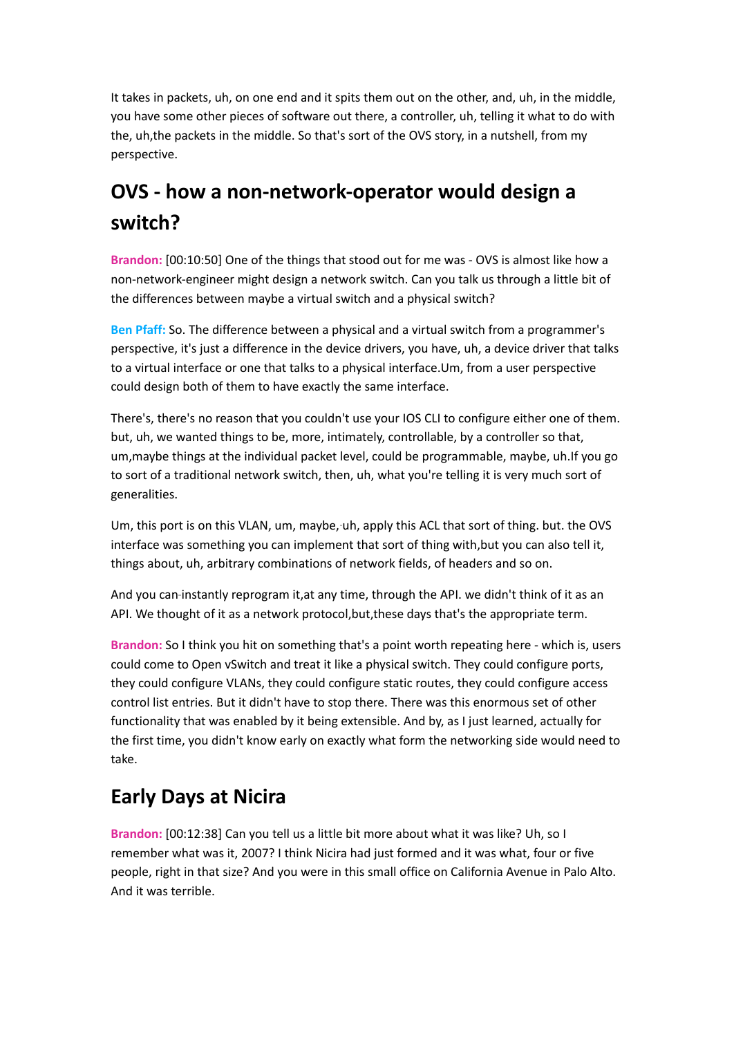It takes in packets, uh, on one end and it spits them out on the other, and, uh, in the middle, you have some other pieces of software out there, a controller, uh, telling it what to do with the, uh,the packets in the middle. So that's sort of the OVS story, in a nutshell, from my perspective.

## OVS - how a non-network-operator would design a switch?

**Brandon:** [00:10:50] One of the things that stood out for me was - OVS is almost like how a non-network-engineer might design a network switch. Can you talk us through a little bit of the differences between maybe a virtual switch and a physical switch?

**Ben Pfaff:** So. The difference between a physical and a virtual switch from a programmer's perspective, it's just a difference in the device drivers, you have, uh, a device driver that talks to a virtual interface or one that talks to a physical interface.Um, from a user perspective could design both of them to have exactly the same interface.

There's, there's no reason that you couldn't use your IOS CLI to configure either one of them. but, uh, we wanted things to be, more, intimately, controllable, by a controller so that, um,maybe things at the individual packet level, could be programmable, maybe, uh.If you go to sort of a traditional network switch, then, uh, what you're telling it is very much sort of generalities.

Um, this port is on this VLAN, um, maybe, uh, apply this ACL that sort of thing. but. the OVS interface was something you can implement that sort of thing with,but you can also tell it, things about, uh, arbitrary combinations of network fields, of headers and so on.

And you can instantly reprogram it,at any time, through the API. we didn't think of it as an API. We thought of it as a network protocol,but,these days that's the appropriate term.

**Brandon:** So I think you hit on something that's a point worth repeating here - which is, users could come to Open vSwitch and treat it like a physical switch. They could configure ports, they could configure VLANs, they could configure static routes, they could configure access control list entries. But it didn't have to stop there. There was this enormous set of other functionality that was enabled by it being extensible. And by, as I just learned, actually for the first time, you didn't know early on exactly what form the networking side would need to take.

## Early Days at Nicira

**Brandon:** [00:12:38] Can you tell us a little bit more about what it was like? Uh, so I remember what was it, 2007? I think Nicira had just formed and it was what, four or five people, right in that size? And you were in this small office on California Avenue in Palo Alto. And it was terrible.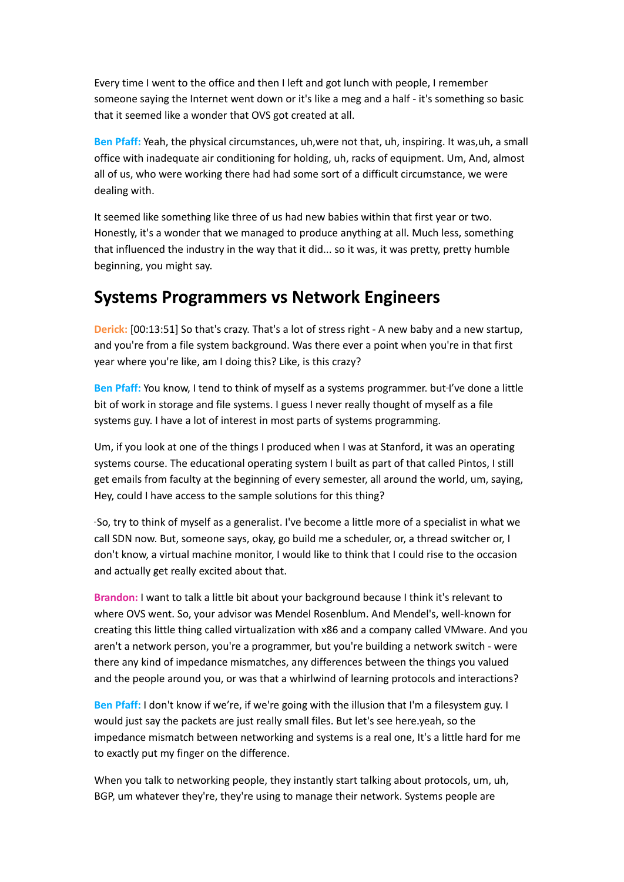Every time I went to the office and then I left and got lunch with people, I remember someone saying the Internet went down or it's like a meg and a half - it's something so basic that it seemed like a wonder that OVS got created at all.

**Ben Pfaff:** Yeah, the physical circumstances, uh,were not that, uh, inspiring. It was,uh, a small office with inadequate air conditioning for holding, uh, racks of equipment. Um, And, almost all of us, who were working there had had some sort of a difficult circumstance, we were dealing with.

It seemed like something like three of us had new babies within that first year or two. Honestly, it's a wonder that we managed to produce anything at all. Much less, something that influenced the industry in the way that it did... so it was, it was pretty, pretty humble beginning, you might say.

## Systems Programmers vs Network Engineers

**Derick:** [00:13:51] So that's crazy. That's a lot of stress right - A new baby and a new startup, and you're from a file system background. Was there ever a point when you're in that first year where you're like, am I doing this? Like, is this crazy?

**Ben Pfaff:** You know, I tend to think of myself as a systems programmer. but I've done a little bit of work in storage and file systems. I guess I never really thought of myself as a file systems guy. I have a lot of interest in most parts of systems programming.

Um, if you look at one of the things I produced when I was at Stanford, it was an operating systems course. The educational operating system I built as part of that called Pintos, I still get emails from faculty at the beginning of every semester, all around the world, um, saying, Hey, could I have access to the sample solutions for this thing?

So, try to think of myself as a generalist. I've become a little more of a specialist in what we call SDN now. But, someone says, okay, go build me a scheduler, or, a thread switcher or, I don't know, a virtual machine monitor, I would like to think that I could rise to the occasion and actually get really excited about that.

**Brandon:** I want to talk a little bit about your background because I think it's relevant to where OVS went. So, your advisor was Mendel Rosenblum. And Mendel's, well-known for creating this little thing called virtualization with x86 and a company called VMware. And you aren't a network person, you're a programmer, but you're building a network switch - were there any kind of impedance mismatches, any differences between the things you valued and the people around you, or was that a whirlwind of learning protocols and interactions?

**Ben Pfaff:** I don't know if we're, if we're going with the illusion that I'm a filesystem guy. I would just say the packets are just really small files. But let's see here.yeah, so the impedance mismatch between networking and systems is a real one, It's a little hard for me to exactly put my finger on the difference.

When you talk to networking people, they instantly start talking about protocols, um, uh, BGP, um whatever they're, they're using to manage their network. Systems people are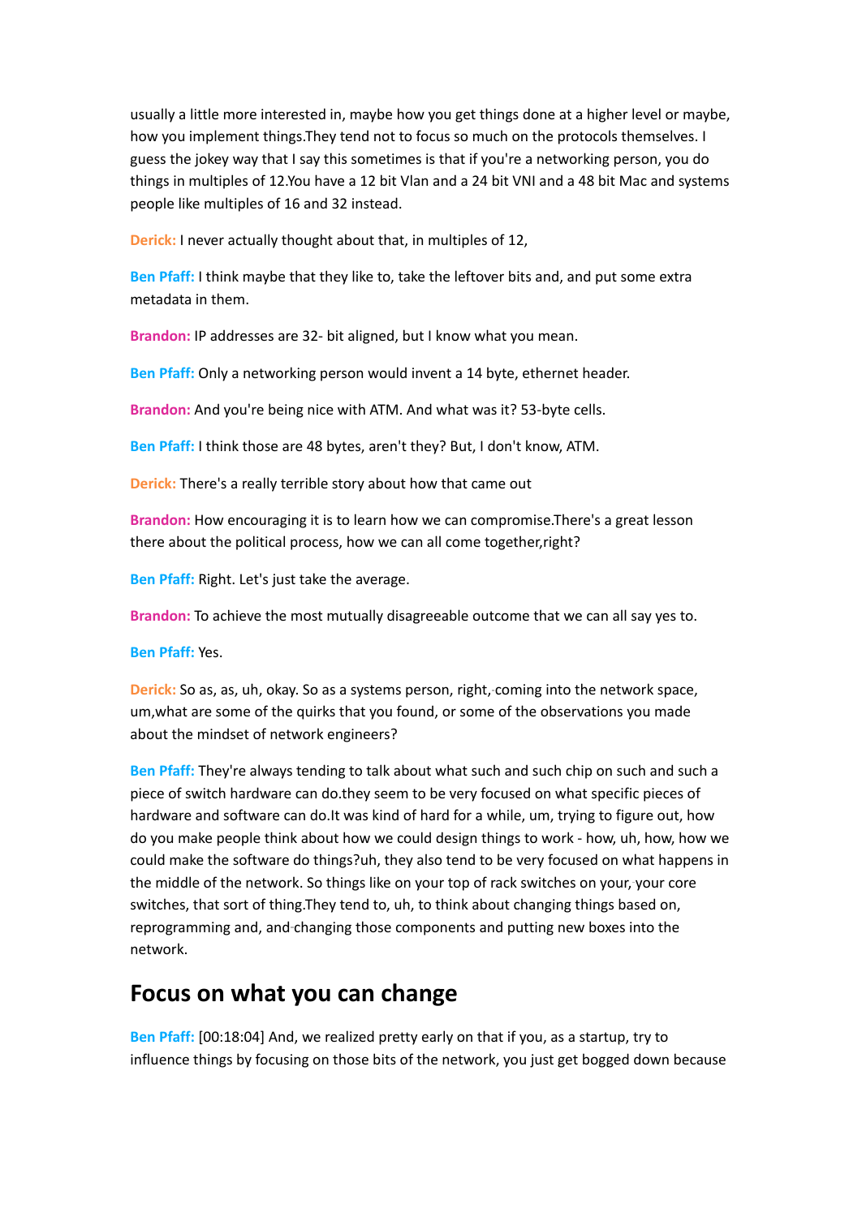usually a little more interested in, maybe how you get things done at a higher level or maybe, how you implement things.They tend not to focus so much on the protocols themselves. I guess the jokey way that I say this sometimes is that if you're a networking person, you do things in multiples of 12.You have a 12 bit Vlan and a 24 bit VNI and a 48 bit Mac and systems people like multiples of 16 and 32 instead.

**Derick:** I never actually thought about that, in multiples of 12,

**Ben Pfaff:** I think maybe that they like to, take the leftover bits and, and put some extra metadata in them.

**Brandon:** IP addresses are 32- bit aligned, but I know what you mean.

**Ben Pfaff:** Only a networking person would invent a 14 byte, ethernet header.

**Brandon:** And you're being nice with ATM. And what was it? 53-byte cells.

**Ben Pfaff:** I think those are 48 bytes, aren't they? But, I don't know, ATM.

**Derick:** There's a really terrible story about how that came out

**Brandon:** How encouraging it is to learn how we can compromise.There's a great lesson there about the political process, how we can all come together,right?

**Ben Pfaff:** Right. Let's just take the average.

**Brandon:** To achieve the most mutually disagreeable outcome that we can all say yes to.

**Ben Pfaff:** Yes.

**Derick:** So as, as, uh, okay. So as a systems person, right, coming into the network space, um,what are some of the quirks that you found, or some of the observations you made about the mindset of network engineers?

**Ben Pfaff:** They're always tending to talk about what such and such chip on such and such a piece of switch hardware can do.they seem to be very focused on what specific pieces of hardware and software can do.It was kind of hard for a while, um, trying to figure out, how do you make people think about how we could design things to work - how, uh, how, how we could make the software do things?uh, they also tend to be very focused on what happens in the middle of the network. So things like on your top of rack switches on your, your core switches, that sort of thing.They tend to, uh, to think about changing things based on, reprogramming and, and changing those components and putting new boxes into the network.

## Focus on what you can change

**Ben Pfaff:** [00:18:04] And, we realized pretty early on that if you, as a startup, try to influence things by focusing on those bits of the network, you just get bogged down because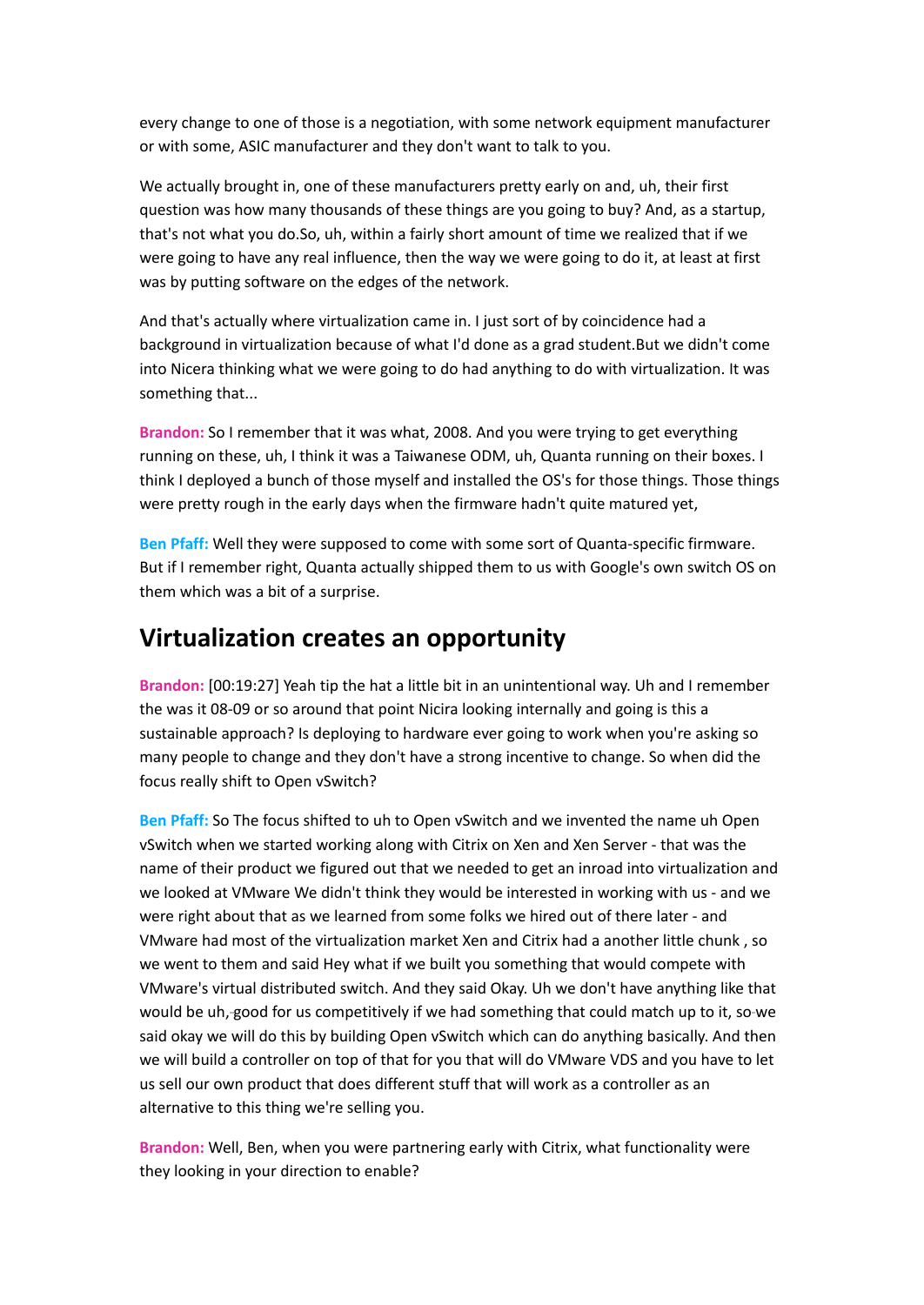every change to one of those is a negotiation, with some network equipment manufacturer or with some, ASIC manufacturer and they don't want to talk to you.

We actually brought in, one of these manufacturers pretty early on and, uh, their first question was how many thousands of these things are you going to buy? And, as a startup, that's not what you do.So, uh, within a fairly short amount of time we realized that if we were going to have any real influence, then the way we were going to do it, at least at first was by putting software on the edges of the network.

And that's actually where virtualization came in. I just sort of by coincidence had a background in virtualization because of what I'd done as a grad student.But we didn't come into Nicera thinking what we were going to do had anything to do with virtualization. It was something that...

**Brandon:** So I remember that it was what, 2008. And you were trying to get everything running on these, uh, I think it was a Taiwanese ODM, uh, Quanta running on their boxes. I think I deployed a bunch of those myself and installed the OS's for those things. Those things were pretty rough in the early days when the firmware hadn't quite matured yet,

**Ben Pfaff:** Well they were supposed to come with some sort of Quanta-specific firmware. But if I remember right, Quanta actually shipped them to us with Google's own switch OS on them which was a bit of a surprise.

## Virtualization creates an opportunity

**Brandon:** [00:19:27] Yeah tip the hat a little bit in an unintentional way. Uh and I remember the was it 08-09 or so around that point Nicira looking internally and going is this a sustainable approach? Is deploying to hardware ever going to work when you're asking so many people to change and they don't have a strong incentive to change. So when did the focus really shift to Open vSwitch?

**Ben Pfaff:** So The focus shifted to uh to Open vSwitch and we invented the name uh Open vSwitch when we started working along with Citrix on Xen and Xen Server - that was the name of their product we figured out that we needed to get an inroad into virtualization and we looked at VMware We didn't think they would be interested in working with us - and we were right about that as we learned from some folks we hired out of there later - and VMware had most of the virtualization market Xen and Citrix had a another little chunk , so we went to them and said Hey what if we built you something that would compete with VMware's virtual distributed switch. And they said Okay. Uh we don't have anything like that would be uh, good for us competitively if we had something that could match up to it, so we said okay we will do this by building Open vSwitch which can do anything basically. And then we will build a controller on top of that for you that will do VMware VDS and you have to let us sell our own product that does different stuff that will work as a controller as an alternative to this thing we're selling you.

**Brandon:** Well, Ben, when you were partnering early with Citrix, what functionality were they looking in your direction to enable?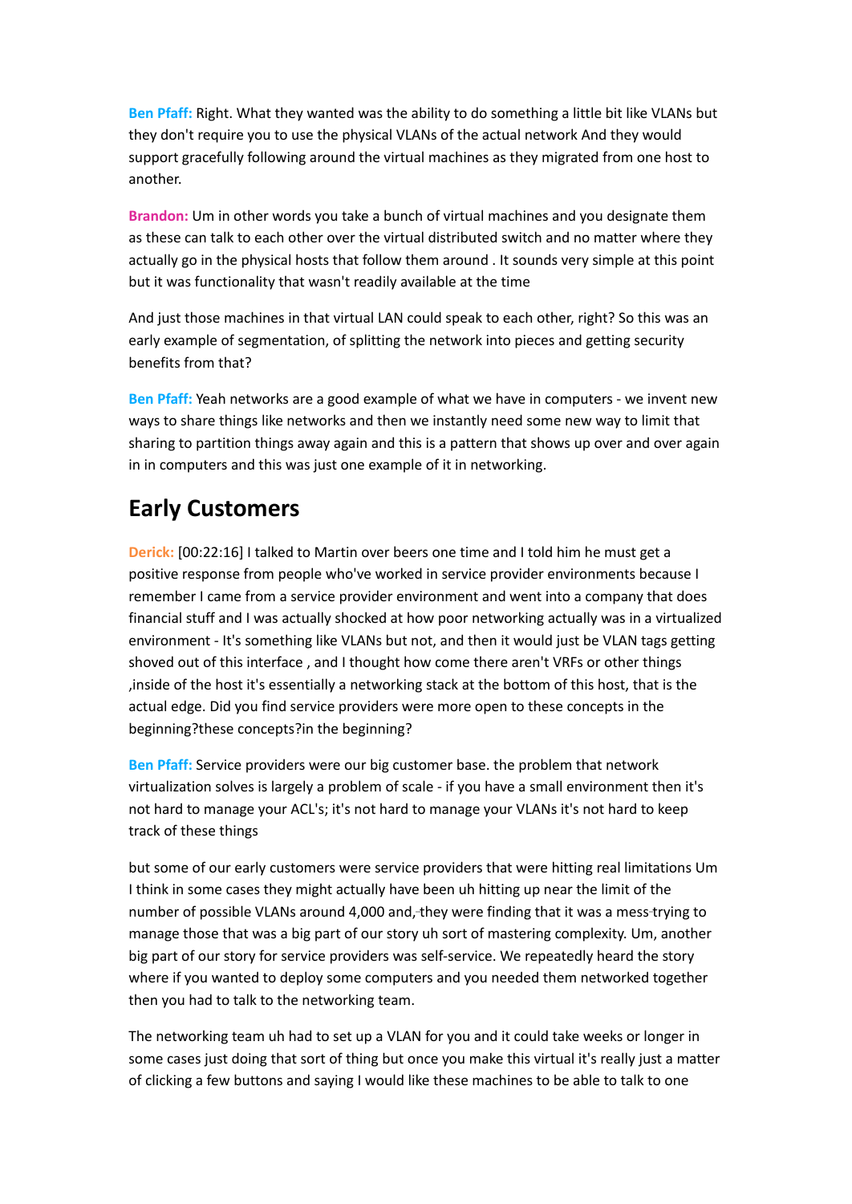**Ben Pfaff:** Right. What they wanted was the ability to do something a little bit like VLANs but they don't require you to use the physical VLANs of the actual network And they would support gracefully following around the virtual machines as they migrated from one host to another.

**Brandon:** Um in other words you take a bunch of virtual machines and you designate them as these can talk to each other over the virtual distributed switch and no matter where they actually go in the physical hosts that follow them around . It sounds very simple at this point but it was functionality that wasn't readily available at the time

And just those machines in that virtual LAN could speak to each other, right? So this was an early example of segmentation, of splitting the network into pieces and getting security benefits from that?

**Ben Pfaff:** Yeah networks are a good example of what we have in computers - we invent new ways to share things like networks and then we instantly need some new way to limit that sharing to partition things away again and this is a pattern that shows up over and over again in in computers and this was just one example of it in networking.

## Early Customers

**Derick:** [00:22:16] I talked to Martin over beers one time and I told him he must get a positive response from people who've worked in service provider environments because I remember I came from a service provider environment and went into a company that does financial stuff and I was actually shocked at how poor networking actually was in a virtualized environment - It's something like VLANs but not, and then it would just be VLAN tags getting shoved out of this interface , and I thought how come there aren't VRFs or other things ,inside of the host it's essentially a networking stack at the bottom of this host, that is the actual edge. Did you find service providers were more open to these concepts in the beginning?these concepts?in the beginning?

**Ben Pfaff:** Service providers were our big customer base. the problem that network virtualization solves is largely a problem of scale - if you have a small environment then it's not hard to manage your ACL's; it's not hard to manage your VLANs it's not hard to keep track of these things

but some of our early customers were service providers that were hitting real limitations Um I think in some cases they might actually have been uh hitting up near the limit of the number of possible VLANs around 4,000 and, they were finding that it was a mess trying to manage those that was a big part of our story uh sort of mastering complexity. Um, another big part of our story for service providers was self-service. We repeatedly heard the story where if you wanted to deploy some computers and you needed them networked together then you had to talk to the networking team.

The networking team uh had to set up a VLAN for you and it could take weeks or longer in some cases just doing that sort of thing but once you make this virtual it's really just a matter of clicking a few buttons and saying I would like these machines to be able to talk to one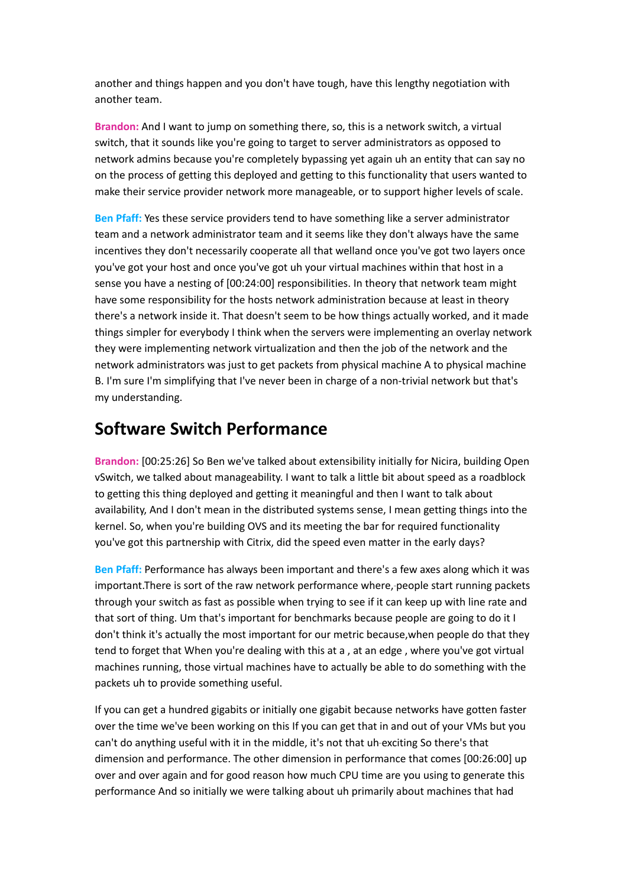another and things happen and you don't have tough, have this lengthy negotiation with another team.

**Brandon:** And I want to jump on something there, so, this is a network switch, a virtual switch, that it sounds like you're going to target to server administrators as opposed to network admins because you're completely bypassing yet again uh an entity that can say no on the process of getting this deployed and getting to this functionality that users wanted to make their service provider network more manageable, or to support higher levels of scale.

**Ben Pfaff:** Yes these service providers tend to have something like a server administrator team and a network administrator team and it seems like they don't always have the same incentives they don't necessarily cooperate all that welland once you've got two layers once you've got your host and once you've got uh your virtual machines within that host in a sense you have a nesting of [00:24:00] responsibilities. In theory that network team might have some responsibility for the hosts network administration because at least in theory there's a network inside it. That doesn't seem to be how things actually worked, and it made things simpler for everybody I think when the servers were implementing an overlay network they were implementing network virtualization and then the job of the network and the network administrators was just to get packets from physical machine A to physical machine B. I'm sure I'm simplifying that I've never been in charge of a non-trivial network but that's my understanding.

## Software Switch Performance

**Brandon:** [00:25:26] So Ben we've talked about extensibility initially for Nicira, building Open vSwitch, we talked about manageability. I want to talk a little bit about speed as a roadblock to getting this thing deployed and getting it meaningful and then I want to talk about availability, And I don't mean in the distributed systems sense, I mean getting things into the kernel. So, when you're building OVS and its meeting the bar for required functionality you've got this partnership with Citrix, did the speed even matter in the early days?

**Ben Pfaff:** Performance has always been important and there's a few axes along which it was important.There is sort of the raw network performance where, people start running packets through your switch as fast as possible when trying to see if it can keep up with line rate and that sort of thing. Um that's important for benchmarks because people are going to do it I don't think it's actually the most important for our metric because,when people do that they tend to forget that When you're dealing with this at a , at an edge , where you've got virtual machines running, those virtual machines have to actually be able to do something with the packets uh to provide something useful.

If you can get a hundred gigabits or initially one gigabit because networks have gotten faster over the time we've been working on this If you can get that in and out of your VMs but you can't do anything useful with it in the middle, it's not that uh exciting So there's that dimension and performance. The other dimension in performance that comes [00:26:00] up over and over again and for good reason how much CPU time are you using to generate this performance And so initially we were talking about uh primarily about machines that had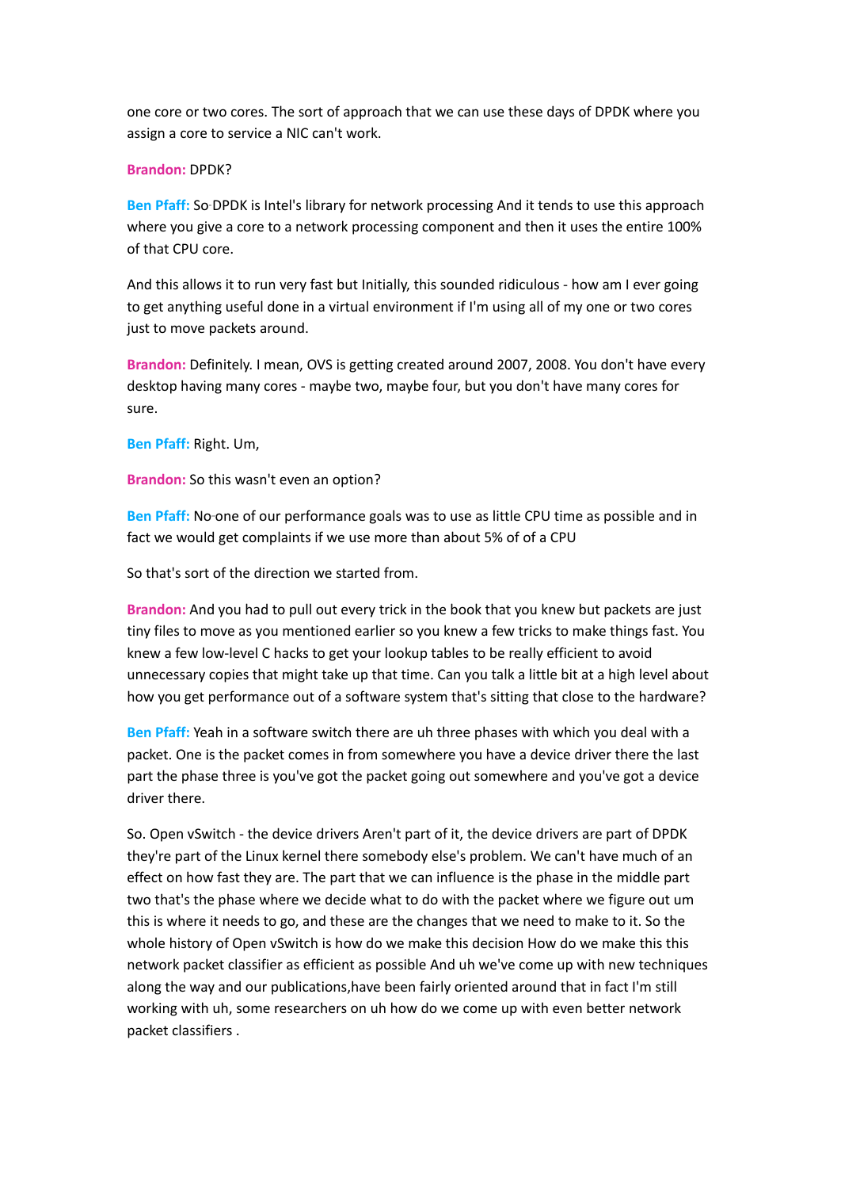one core or two cores. The sort of approach that we can use these days of DPDK where you assign a core to service a NIC can't work.

**Brandon:** DPDK?

**Ben Pfaff:** So DPDK is Intel's library for network processing And it tends to use this approach where you give a core to a network processing component and then it uses the entire 100% of that CPU core.

And this allows it to run very fast but Initially, this sounded ridiculous - how am I ever going to get anything useful done in a virtual environment if I'm using all of my one or two cores just to move packets around.

**Brandon:** Definitely. I mean, OVS is getting created around 2007, 2008. You don't have every desktop having many cores - maybe two, maybe four, but you don't have many cores for sure.

**Ben Pfaff:** Right. Um,

**Brandon:** So this wasn't even an option?

**Ben Pfaff:** No one of our performance goals was to use as little CPU time as possible and in fact we would get complaints if we use more than about 5% of of a CPU

So that's sort of the direction we started from.

**Brandon:** And you had to pull out every trick in the book that you knew but packets are just tiny files to move as you mentioned earlier so you knew a few tricks to make things fast. You knew a few low-level C hacks to get your lookup tables to be really efficient to avoid unnecessary copies that might take up that time. Can you talk a little bit at a high level about how you get performance out of a software system that's sitting that close to the hardware?

**Ben Pfaff:** Yeah in a software switch there are uh three phases with which you deal with a packet. One is the packet comes in from somewhere you have a device driver there the last part the phase three is you've got the packet going out somewhere and you've got a device driver there.

So. Open vSwitch - the device drivers Aren't part of it, the device drivers are part of DPDK they're part of the Linux kernel there somebody else's problem. We can't have much of an effect on how fast they are. The part that we can influence is the phase in the middle part two that's the phase where we decide what to do with the packet where we figure out um this is where it needs to go, and these are the changes that we need to make to it. So the whole history of Open vSwitch is how do we make this decision How do we make this this network packet classifier as efficient as possible And uh we've come up with new techniques along the way and our publications,have been fairly oriented around that in fact I'm still working with uh, some researchers on uh how do we come up with even better network packet classifiers .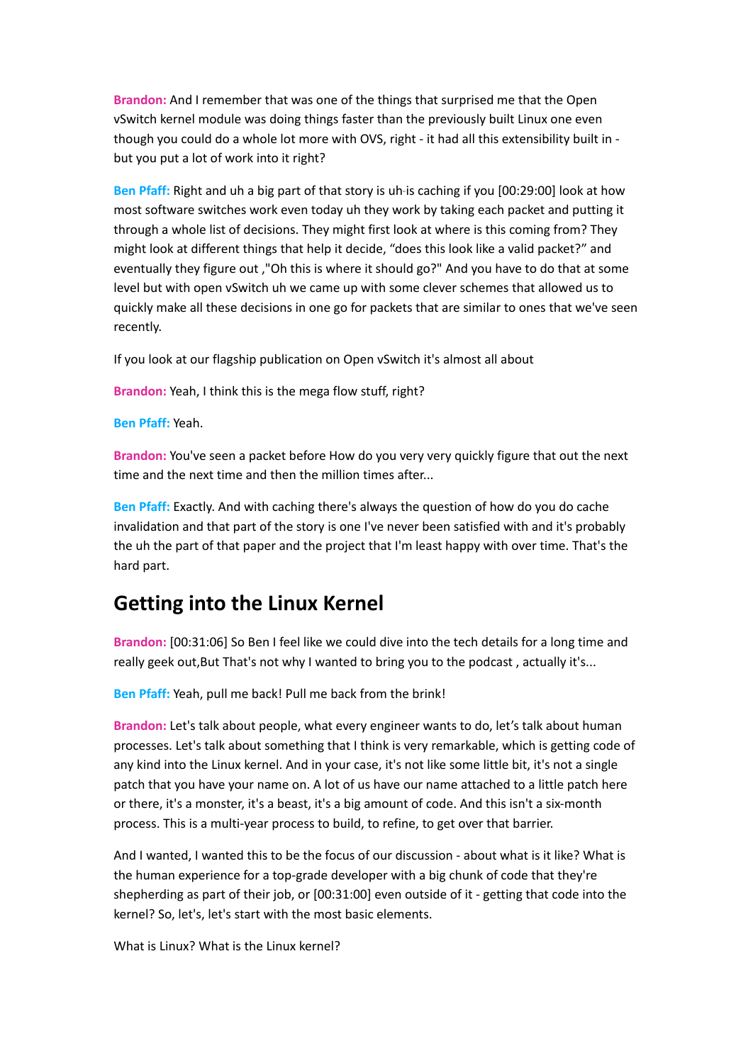**Brandon:** And I remember that was one of the things that surprised me that the Open vSwitch kernel module was doing things faster than the previously built Linux one even though you could do a whole lot more with OVS, right - it had all this extensibility built in - but you put a lot of work into it right?

**Ben Pfaff:** Right and uh a big part of that story is uh is caching if you [00:29:00] look at how most software switches work even today uh they work by taking each packet and putting it through a whole list of decisions. They might first look at where is this coming from? They might look at different things that help it decide, "does this look like a valid packet?" and eventually they figure out ,"Oh this is where it should go?" And you have to do that at some level but with open vSwitch uh we came up with some clever schemes that allowed us to quickly make all these decisions in one go for packets that are similar to ones that we've seen recently.

If you look at our flagship publication on Open vSwitch it's almost all about

**Brandon:** Yeah, I think this is the mega flow stuff, right?

**Ben Pfaff:** Yeah.

**Brandon:** You've seen a packet before How do you very very quickly figure that out the next time and the next time and then the million times after...

**Ben Pfaff:** Exactly. And with caching there's always the question of how do you do cache invalidation and that part of the story is one I've never been satisfied with and it's probably the uh the part of that paper and the project that I'm least happy with over time. That's the hard part.

## Getting into the Linux Kernel

**Brandon:** [00:31:06] So Ben I feel like we could dive into the tech details for a long time and really geek out,But That's not why I wanted to bring you to the podcast , actually it's...

**Ben Pfaff:** Yeah, pull me back! Pull me back from the brink!

**Brandon:** Let's talk about people, what every engineer wants to do, let's talk about human processes. Let's talk about something that I think is very remarkable, which is getting code of any kind into the Linux kernel. And in your case, it's not like some little bit, it's not a single patch that you have your name on. A lot of us have our name attached to a little patch here or there, it's a monster, it's a beast, it's a big amount of code. And this isn't a six-month process. This is a multi-year process to build, to refine, to get over that barrier.

And I wanted, I wanted this to be the focus of our discussion - about what is it like? What is the human experience for a top-grade developer with a big chunk of code that they're shepherding as part of their job, or [00:31:00] even outside of it - getting that code into the kernel? So, let's, let's start with the most basic elements.

What is Linux? What is the Linux kernel?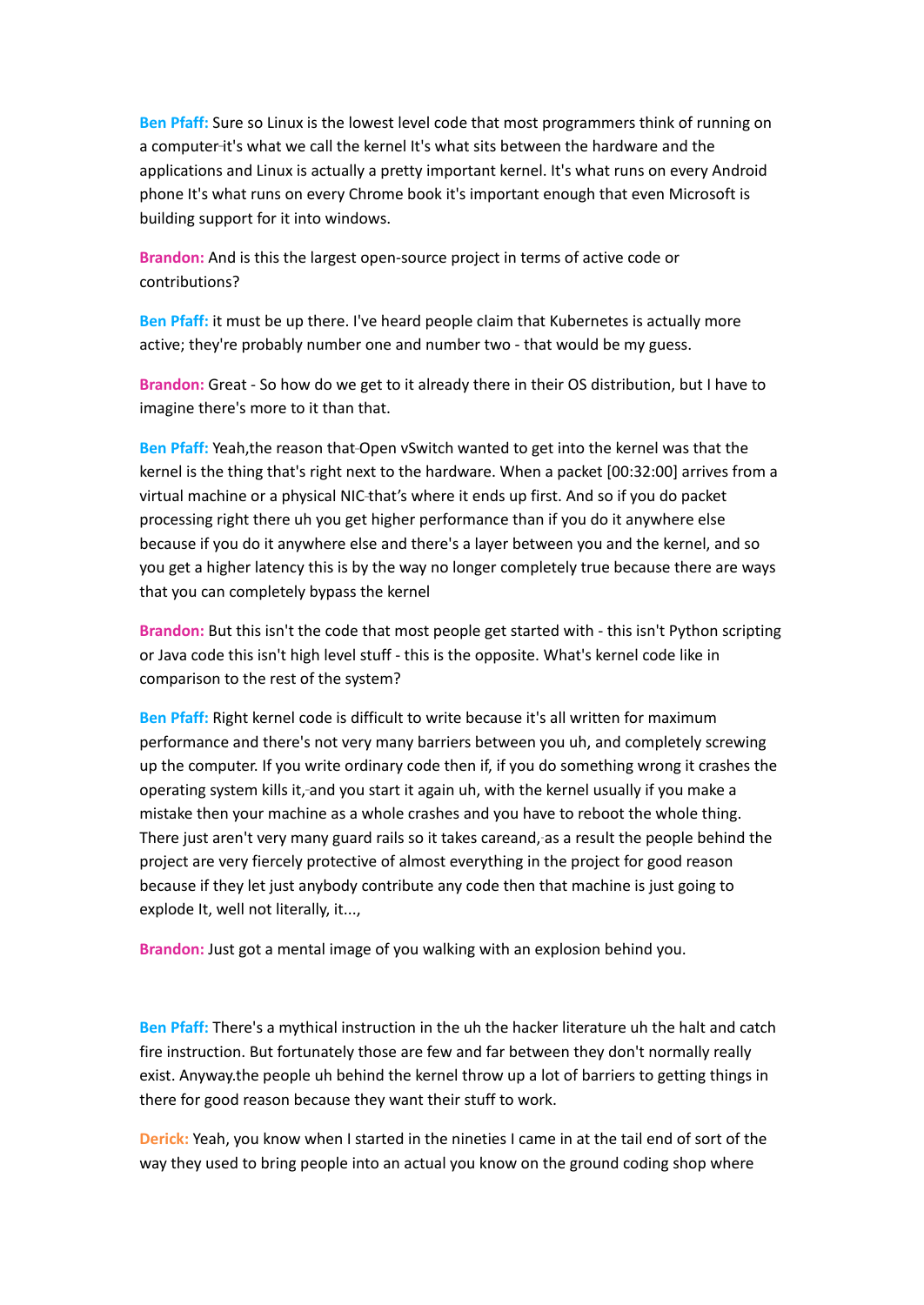**Ben Pfaff:** Sure so Linux is the lowest level code that most programmers think of running on a computer it's what we call the kernel It's what sits between the hardware and the applications and Linux is actually a pretty important kernel. It's what runs on every Android phone It's what runs on every Chrome book it's important enough that even Microsoft is building support for it into windows.

**Brandon:** And is this the largest open-source project in terms of active code or contributions?

**Ben Pfaff:** it must be up there. I've heard people claim that Kubernetes is actually more active; they're probably number one and number two - that would be my guess.

**Brandon:** Great - So how do we get to it already there in their OS distribution, but I have to imagine there's more to it than that.

**Ben Pfaff:** Yeah,the reason that Open vSwitch wanted to get into the kernel was that the kernel is the thing that's right next to the hardware. When a packet [00:32:00] arrives from a virtual machine or a physical NIC that's where it ends up first. And so if you do packet processing right there uh you get higher performance than if you do it anywhere else because if you do it anywhere else and there's a layer between you and the kernel, and so you get a higher latency this is by the way no longer completely true because there are ways that you can completely bypass the kernel

**Brandon:** But this isn't the code that most people get started with - this isn't Python scripting or Java code this isn't high level stuff - this is the opposite. What's kernel code like in comparison to the rest of the system?

**Ben Pfaff:** Right kernel code is difficult to write because it's all written for maximum performance and there's not very many barriers between you uh, and completely screwing up the computer. If you write ordinary code then if, if you do something wrong it crashes the operating system kills it, and you start it again uh, with the kernel usually if you make a mistake then your machine as a whole crashes and you have to reboot the whole thing. There just aren't very many guard rails so it takes careand, as a result the people behind the project are very fiercely protective of almost everything in the project for good reason because if they let just anybody contribute any code then that machine is just going to explode It, well not literally, it...,

**Brandon:** Just got a mental image of you walking with an explosion behind you.

**Ben Pfaff:** There's a mythical instruction in the uh the hacker literature uh the halt and catch fire instruction. But fortunately those are few and far between they don't normally really exist. Anyway.the people uh behind the kernel throw up a lot of barriers to getting things in there for good reason because they want their stuff to work.

**Derick:** Yeah, you know when I started in the nineties I came in at the tail end of sort of the way they used to bring people into an actual you know on the ground coding shop where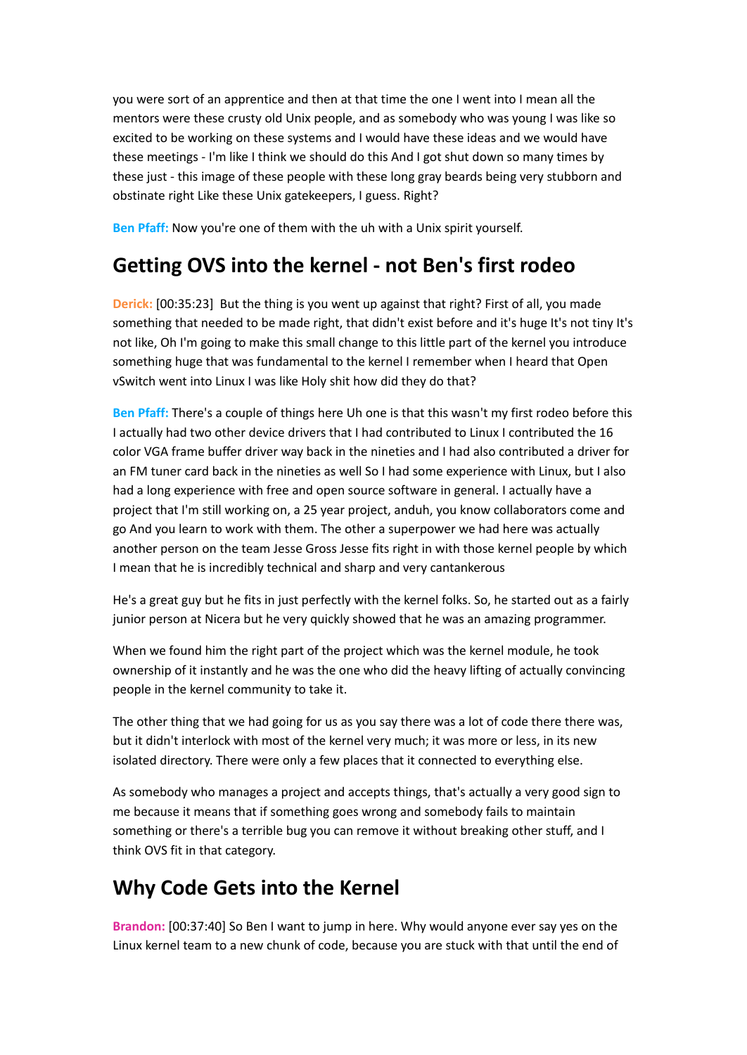you were sort of an apprentice and then at that time the one I went into I mean all the mentors were these crusty old Unix people, and as somebody who was young I was like so excited to be working on these systems and I would have these ideas and we would have these meetings - I'm like I think we should do this And I got shut down so many times by these just - this image of these people with these long gray beards being very stubborn and obstinate right Like these Unix gatekeepers, I guess. Right?

**Ben Pfaff:** Now you're one of them with the uh with a Unix spirit yourself.

## Getting OVS into the kernel - not Ben's first rodeo

**Derick:** [00:35:23] But the thing is you went up against that right? First of all, you made something that needed to be made right, that didn't exist before and it's huge It's not tiny It's not like, Oh I'm going to make this small change to this little part of the kernel you introduce something huge that was fundamental to the kernel I remember when I heard that Open vSwitch went into Linux I was like Holy shit how did they do that?

**Ben Pfaff:** There's a couple of things here Uh one is that this wasn't my first rodeo before this I actually had two other device drivers that I had contributed to Linux I contributed the 16 color VGA frame buffer driver way back in the nineties and I had also contributed a driver for an FM tuner card back in the nineties as well So I had some experience with Linux, but I also had a long experience with free and open source software in general. I actually have a project that I'm still working on, a 25 year project, anduh, you know collaborators come and go And you learn to work with them. The other a superpower we had here was actually another person on the team Jesse Gross Jesse fits right in with those kernel people by which I mean that he is incredibly technical and sharp and very cantankerous

He's a great guy but he fits in just perfectly with the kernel folks. So, he started out as a fairly junior person at Nicera but he very quickly showed that he was an amazing programmer.

When we found him the right part of the project which was the kernel module, he took ownership of it instantly and he was the one who did the heavy lifting of actually convincing people in the kernel community to take it.

The other thing that we had going for us as you say there was a lot of code there there was, but it didn't interlock with most of the kernel very much; it was more or less, in its new isolated directory. There were only a few places that it connected to everything else.

As somebody who manages a project and accepts things, that's actually a very good sign to me because it means that if something goes wrong and somebody fails to maintain something or there's a terrible bug you can remove it without breaking other stuff, and I think OVS fit in that category.

## Why Code Gets into the Kernel

**Brandon:** [00:37:40] So Ben I want to jump in here. Why would anyone ever say yes on the Linux kernel team to a new chunk of code, because you are stuck with that until the end of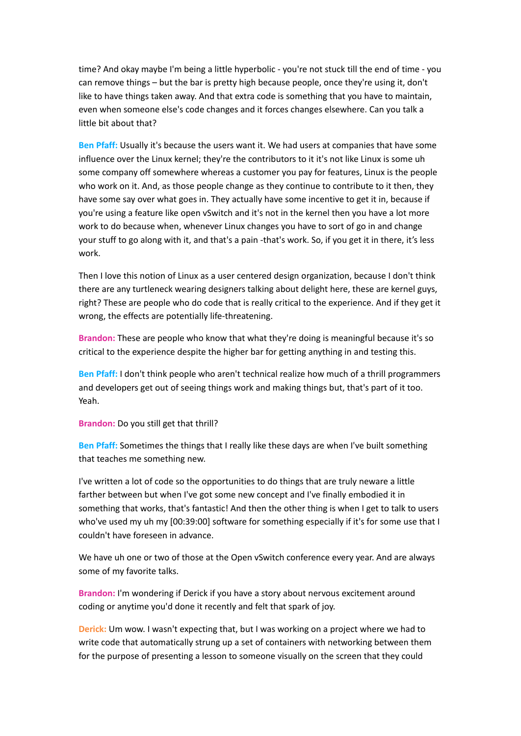time? And okay maybe I'm being a little hyperbolic - you're not stuck till the end of time - you can remove things – but the bar is pretty high because people, once they're using it, don't like to have things taken away. And that extra code is something that you have to maintain, even when someone else's code changes and it forces changes elsewhere. Can you talk a little bit about that?

**Ben Pfaff:** Usually it's because the users want it. We had users at companies that have some influence over the Linux kernel; they're the contributors to it it's not like Linux is some uh some company off somewhere whereas a customer you pay for features, Linux is the people who work on it. And, as those people change as they continue to contribute to it then, they have some say over what goes in. They actually have some incentive to get it in, because if you're using a feature like open vSwitch and it's not in the kernel then you have a lot more work to do because when, whenever Linux changes you have to sort of go in and change your stuff to go along with it, and that's a pain -that's work. So, if you get it in there, it's less work.

Then I love this notion of Linux as a user centered design organization, because I don't think there are any turtleneck wearing designers talking about delight here, these are kernel guys, right? These are people who do code that is really critical to the experience. And if they get it wrong, the effects are potentially life-threatening.

**Brandon:** These are people who know that what they're doing is meaningful because it's so critical to the experience despite the higher bar for getting anything in and testing this.

**Ben Pfaff:** I don't think people who aren't technical realize how much of a thrill programmers and developers get out of seeing things work and making things but, that's part of it too. Yeah.

**Brandon:** Do you still get that thrill?

**Ben Pfaff:** Sometimes the things that I really like these days are when I've built something that teaches me something new.

I've written a lot of code so the opportunities to do things that are truly neware a little farther between but when I've got some new concept and I've finally embodied it in something that works, that's fantastic! And then the other thing is when I get to talk to users who've used my uh my [00:39:00] software for something especially if it's for some use that I couldn't have foreseen in advance.

We have uh one or two of those at the Open vSwitch conference every year. And are always some of my favorite talks.

**Brandon:** I'm wondering if Derick if you have a story about nervous excitement around coding or anytime you'd done it recently and felt that spark of joy.

**Derick:** Um wow. I wasn't expecting that, but I was working on a project where we had to write code that automatically strung up a set of containers with networking between them for the purpose of presenting a lesson to someone visually on the screen that they could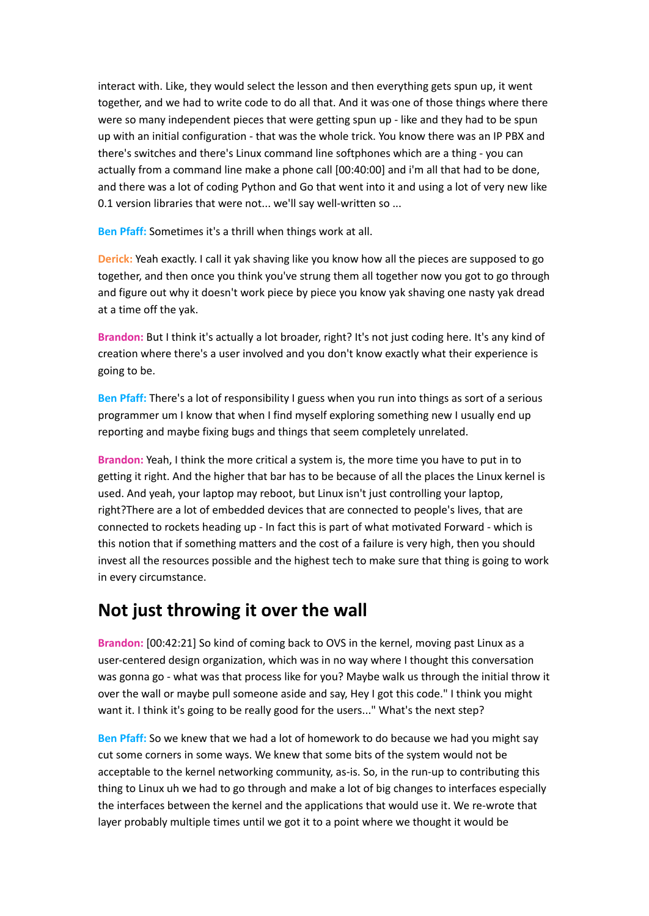interact with. Like, they would select the lesson and then everything gets spun up, it went together, and we had to write code to do all that. And it was one of those things where there were so many independent pieces that were getting spun up - like and they had to be spun up with an initial configuration - that was the whole trick. You know there was an IP PBX and there's switches and there's Linux command line softphones which are a thing - you can actually from a command line make a phone call [00:40:00] and i'm all that had to be done, and there was a lot of coding Python and Go that went into it and using a lot of very new like 0.1 version libraries that were not... we'll say well-written so ...

**Ben Pfaff:** Sometimes it's a thrill when things work at all.

**Derick:** Yeah exactly. I call it yak shaving like you know how all the pieces are supposed to go together, and then once you think you've strung them all together now you got to go through and figure out why it doesn't work piece by piece you know yak shaving one nasty yak dread at a time off the yak.

**Brandon:** But I think it's actually a lot broader, right? It's not just coding here. It's any kind of creation where there's a user involved and you don't know exactly what their experience is going to be.

**Ben Pfaff:** There's a lot of responsibility I guess when you run into things as sort of a serious programmer um I know that when I find myself exploring something new I usually end up reporting and maybe fixing bugs and things that seem completely unrelated.

**Brandon:** Yeah, I think the more critical a system is, the more time you have to put in to getting it right. And the higher that bar has to be because of all the places the Linux kernel is used. And yeah, your laptop may reboot, but Linux isn't just controlling your laptop, right?There are a lot of embedded devices that are connected to people's lives, that are connected to rockets heading up - In fact this is part of what motivated Forward - which is this notion that if something matters and the cost of a failure is very high, then you should invest all the resources possible and the highest tech to make sure that thing is going to work in every circumstance.

## Not just throwing it over the wall

**Brandon:** [00:42:21] So kind of coming back to OVS in the kernel, moving past Linux as a user-centered design organization, which was in no way where I thought this conversation was gonna go - what was that process like for you? Maybe walk us through the initial throw it over the wall or maybe pull someone aside and say, Hey I got this code." I think you might want it. I think it's going to be really good for the users..." What's the next step?

**Ben Pfaff:** So we knew that we had a lot of homework to do because we had you might say cut some corners in some ways. We knew that some bits of the system would not be acceptable to the kernel networking community, as-is. So, in the run-up to contributing this thing to Linux uh we had to go through and make a lot of big changes to interfaces especially the interfaces between the kernel and the applications that would use it. We re-wrote that layer probably multiple times until we got it to a point where we thought it would be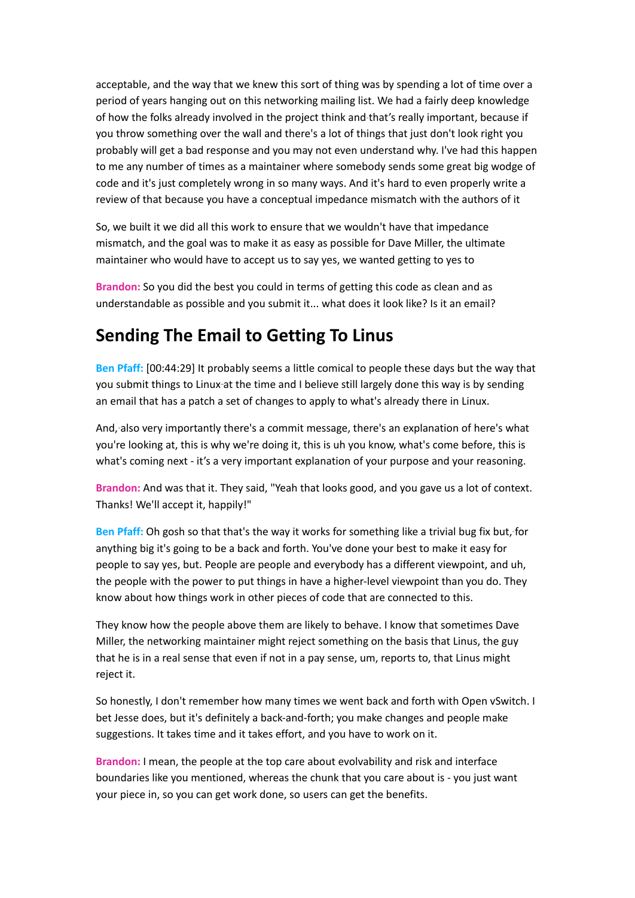acceptable, and the way that we knew this sort of thing was by spending a lot of time over a period of years hanging out on this networking mailing list. We had a fairly deep knowledge of how the folks already involved in the project think and that's really important, because if you throw something over the wall and there's a lot of things that just don't look right you probably will get a bad response and you may not even understand why. I've had this happen to me any number of times as a maintainer where somebody sends some great big wodge of code and it's just completely wrong in so many ways. And it's hard to even properly write a review of that because you have a conceptual impedance mismatch with the authors of it

So, we built it we did all this work to ensure that we wouldn't have that impedance mismatch, and the goal was to make it as easy as possible for Dave Miller, the ultimate maintainer who would have to accept us to say yes, we wanted getting to yes to

**Brandon:** So you did the best you could in terms of getting this code as clean and as understandable as possible and you submit it... what does it look like? Is it an email?

## Sending The Email to Getting To Linus

**Ben Pfaff:** [00:44:29] It probably seems a little comical to people these days but the way that you submit things to Linux at the time and I believe still largely done this way is by sending an email that has a patch a set of changes to apply to what's already there in Linux.

And, also very importantly there's a commit message, there's an explanation of here's what you're looking at, this is why we're doing it, this is uh you know, what's come before, this is what's coming next - it's a very important explanation of your purpose and your reasoning.

**Brandon:** And was that it. They said, "Yeah that looks good, and you gave us a lot of context. Thanks! We'll accept it, happily!"

**Ben Pfaff:** Oh gosh so that that's the way it works for something like a trivial bug fix but, for anything big it's going to be a back and forth. You've done your best to make it easy for people to say yes, but. People are people and everybody has a different viewpoint, and uh, the people with the power to put things in have a higher-level viewpoint than you do. They know about how things work in other pieces of code that are connected to this.

They know how the people above them are likely to behave. I know that sometimes Dave Miller, the networking maintainer might reject something on the basis that Linus, the guy that he is in a real sense that even if not in a pay sense, um, reports to, that Linus might reject it.

So honestly, I don't remember how many times we went back and forth with Open vSwitch. I bet Jesse does, but it's definitely a back-and-forth; you make changes and people make suggestions. It takes time and it takes effort, and you have to work on it.

**Brandon:** I mean, the people at the top care about evolvability and risk and interface boundaries like you mentioned, whereas the chunk that you care about is - you just want your piece in, so you can get work done, so users can get the benefits.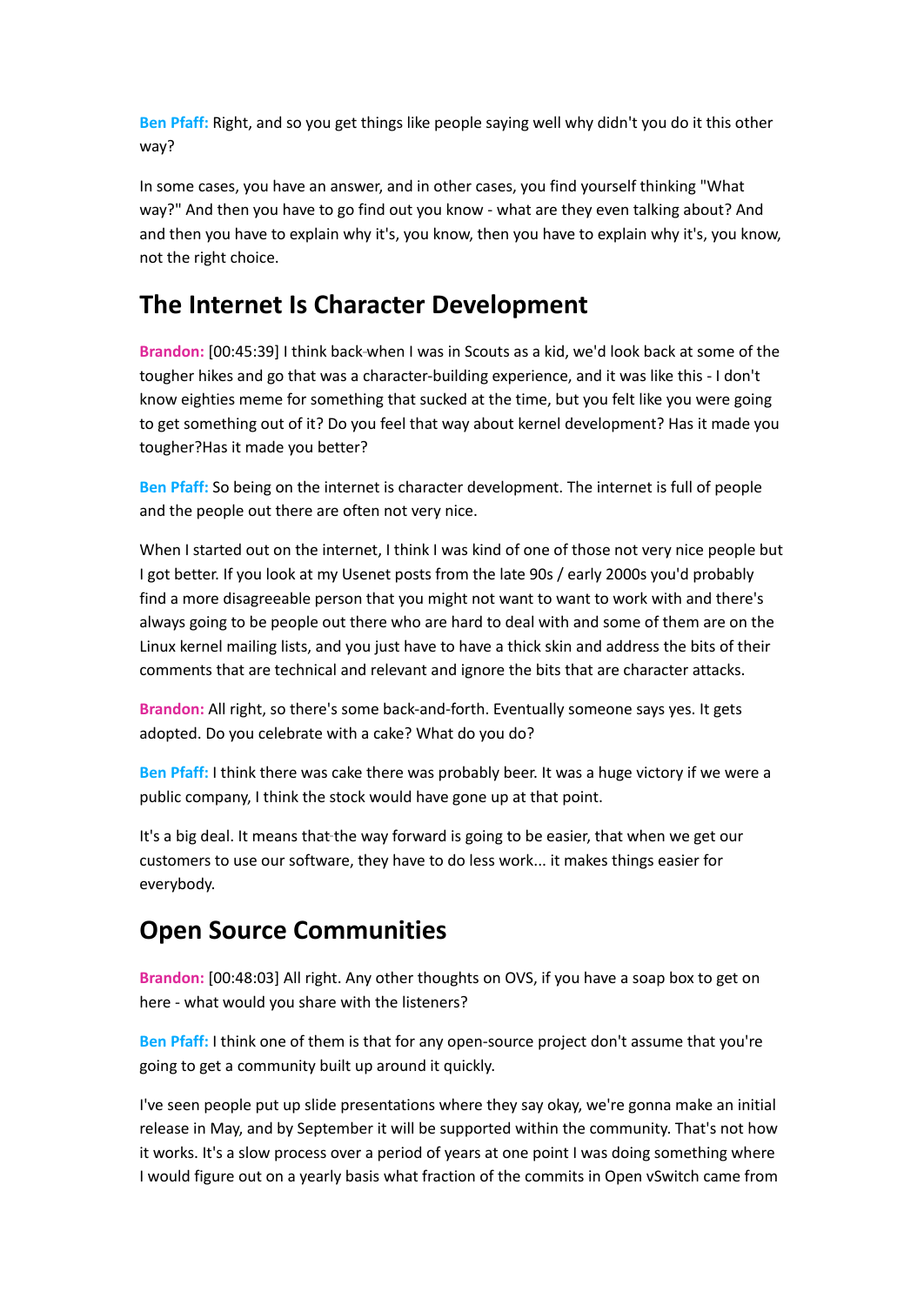**Ben Pfaff:** Right, and so you get things like people saying well why didn't you do it this other way?

In some cases, you have an answer, and in other cases, you find yourself thinking "What way?" And then you have to go find out you know - what are they even talking about? And and then you have to explain why it's, you know, then you have to explain why it's, you know, not the right choice.

## The Internet Is Character Development

**Brandon:** [00:45:39] I think back when I was in Scouts as a kid, we'd look back at some of the tougher hikes and go that was a character-building experience, and it was like this - I don't know eighties meme for something that sucked at the time, but you felt like you were going to get something out of it? Do you feel that way about kernel development? Has it made you tougher?Has it made you better?

**Ben Pfaff:** So being on the internet is character development. The internet is full of people and the people out there are often not very nice.

When I started out on the internet, I think I was kind of one of those not very nice people but I got better. If you look at my Usenet posts from the late 90s / early 2000s you'd probably find a more disagreeable person that you might not want to want to work with and there's always going to be people out there who are hard to deal with and some of them are on the Linux kernel mailing lists, and you just have to have a thick skin and address the bits of their comments that are technical and relevant and ignore the bits that are character attacks.

**Brandon:** All right, so there's some back-and-forth. Eventually someone says yes. It gets adopted. Do you celebrate with a cake? What do you do?

**Ben Pfaff:** I think there was cake there was probably beer. It was a huge victory if we were a public company, I think the stock would have gone up at that point.

It's a big deal. It means that the way forward is going to be easier, that when we get our customers to use our software, they have to do less work... it makes things easier for everybody.

## Open Source Communities

**Brandon:** [00:48:03] All right. Any other thoughts on OVS, if you have a soap box to get on here - what would you share with the listeners?

**Ben Pfaff:** I think one of them is that for any open-source project don't assume that you're going to get a community built up around it quickly.

I've seen people put up slide presentations where they say okay, we're gonna make an initial release in May, and by September it will be supported within the community. That's not how it works. It's a slow process over a period of years at one point I was doing something where I would figure out on a yearly basis what fraction of the commits in Open vSwitch came from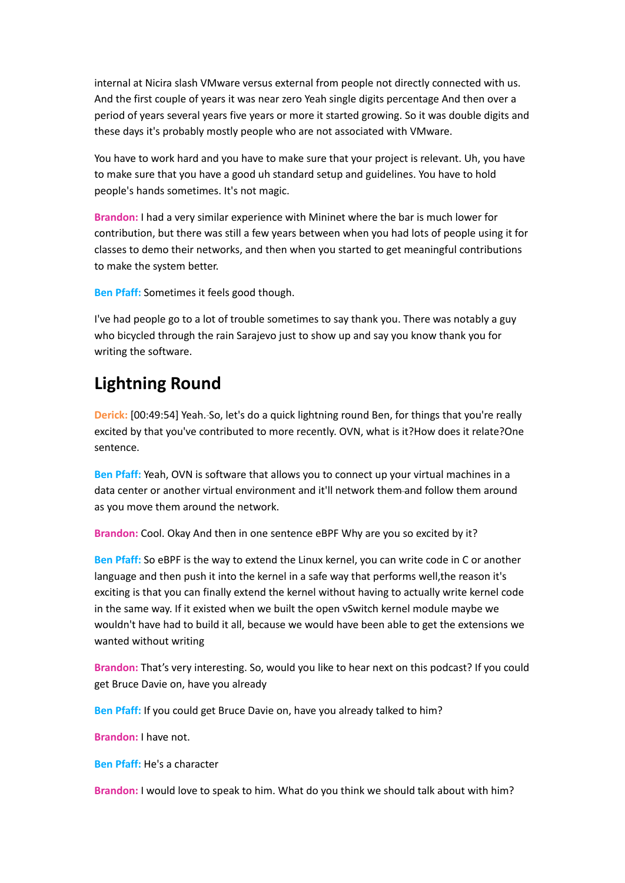internal at Nicira slash VMware versus external from people not directly connected with us. And the first couple of years it was near zero Yeah single digits percentage And then over a period of years several years five years or more it started growing. So it was double digits and these days it's probably mostly people who are not associated with VMware.

You have to work hard and you have to make sure that your project is relevant. Uh, you have to make sure that you have a good uh standard setup and guidelines. You have to hold people's hands sometimes. It's not magic.

**Brandon:** I had a very similar experience with Mininet where the bar is much lower for contribution, but there was still a few years between when you had lots of people using it for classes to demo their networks, and then when you started to get meaningful contributions to make the system better.

**Ben Pfaff:** Sometimes it feels good though.

I've had people go to a lot of trouble sometimes to say thank you. There was notably a guy who bicycled through the rain Sarajevo just to show up and say you know thank you for writing the software.

## Lightning Round

**Derick:** [00:49:54] Yeah. So, let's do a quick lightning round Ben, for things that you're really excited by that you've contributed to more recently. OVN, what is it?How does it relate?One sentence.

**Ben Pfaff:** Yeah, OVN is software that allows you to connect up your virtual machines in a data center or another virtual environment and it'll network them and follow them around as you move them around the network.

**Brandon:** Cool. Okay And then in one sentence eBPF Why are you so excited by it?

**Ben Pfaff:** So eBPF is the way to extend the Linux kernel, you can write code in C or another language and then push it into the kernel in a safe way that performs well,the reason it's exciting is that you can finally extend the kernel without having to actually write kernel code in the same way. If it existed when we built the open vSwitch kernel module maybe we wouldn't have had to build it all, because we would have been able to get the extensions we wanted without writing

**Brandon:** That's very interesting. So, would you like to hear next on this podcast? If you could get Bruce Davie on, have you already

**Ben Pfaff:** If you could get Bruce Davie on, have you already talked to him?

**Brandon:** I have not.

**Ben Pfaff:** He's a character

**Brandon:** I would love to speak to him. What do you think we should talk about with him?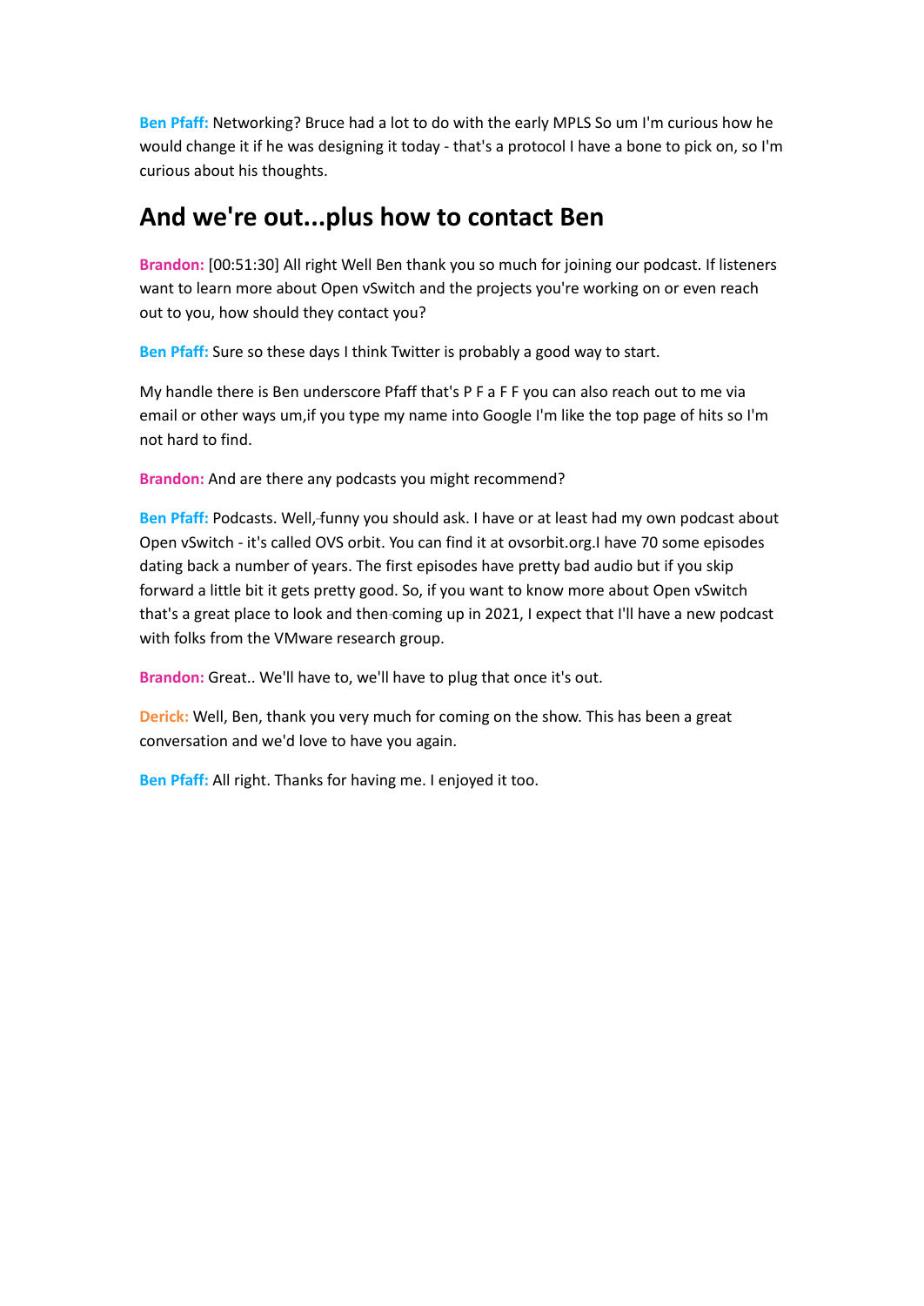**Ben Pfaff:** Networking? Bruce had a lot to do with the early MPLS So um I'm curious how he would change it if he was designing it today - that's a protocol I have a bone to pick on, so I'm curious about his thoughts.

## And we're out...plus how to contact Ben

**Brandon:** [00:51:30] All right Well Ben thank you so much for joining our podcast. If listeners want to learn more about Open vSwitch and the projects you're working on or even reach out to you, how should they contact you?

**Ben Pfaff:** Sure so these days I think Twitter is probably a good way to start.

My handle there is Ben underscore Pfaff that's P F a F F you can also reach out to me via email or other ways um,if you type my name into Google I'm like the top page of hits so I'm not hard to find.

**Brandon:** And are there any podcasts you might recommend?

**Ben Pfaff:** Podcasts. Well, funny you should ask. I have or at least had my own podcast about Open vSwitch - it's called OVS orbit. You can find it at ovsorbit.org.I have 70 some episodes dating back a number of years. The first episodes have pretty bad audio but if you skip forward a little bit it gets pretty good. So, if you want to know more about Open vSwitch that's a great place to look and then coming up in 2021, I expect that I'll have a new podcast with folks from the VMware research group.

**Brandon:** Great.. We'll have to, we'll have to plug that once it's out.

**Derick:** Well, Ben, thank you very much for coming on the show. This has been a great conversation and we'd love to have you again.

**Ben Pfaff:** All right. Thanks for having me. I enjoyed it too.